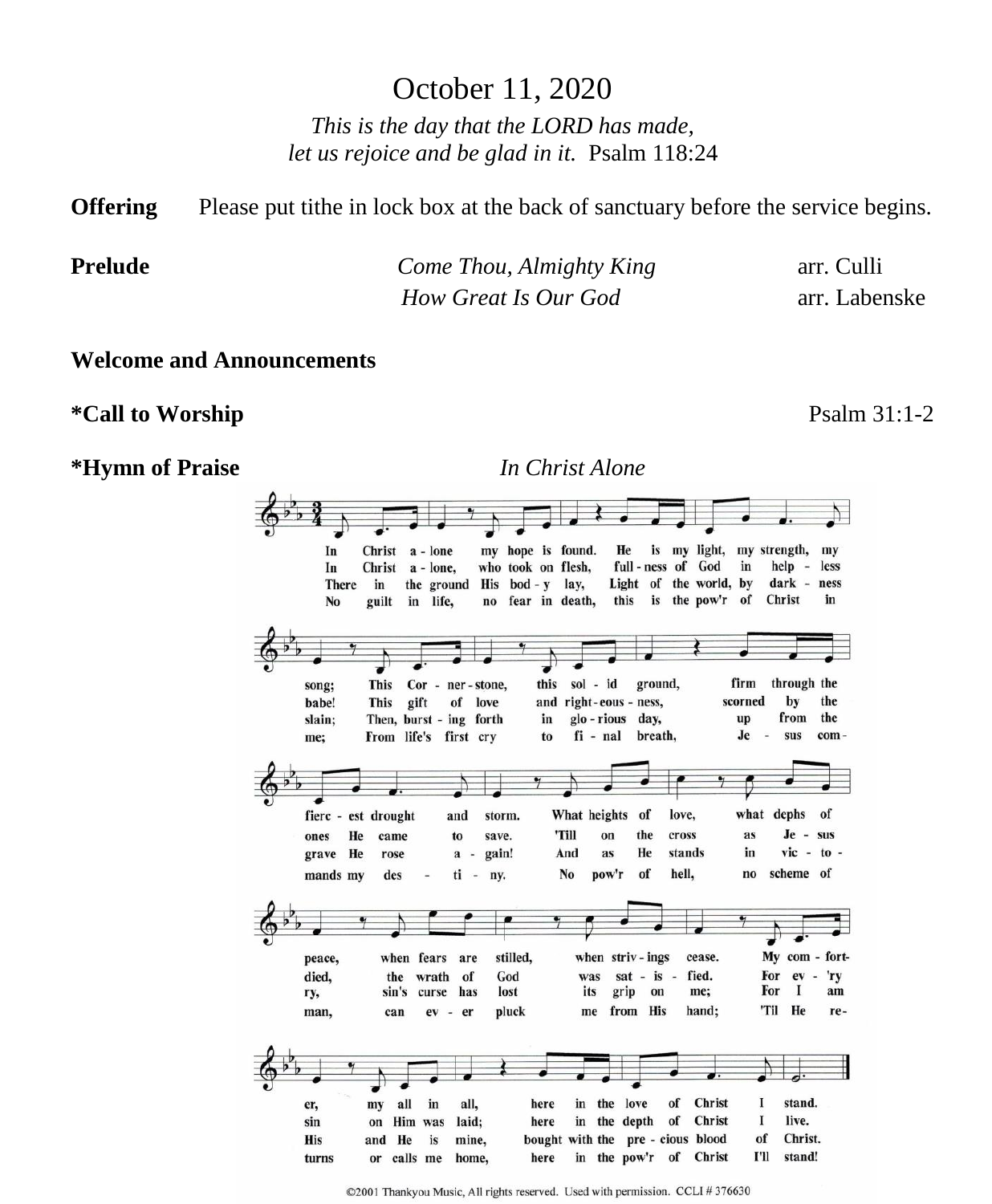# October 11, 2020

*This is the day that the LORD has made,*
*let us rejoice and be glad in it.* Psalm 118:24

**Offering** Please put tithe in lock box at the back of sanctuary before the service begins.

**Prelude** *Come Thou, Almighty King* arr. Culli
*How Great Is Our God* arr. Labenske

**Welcome and Announcements**

**\*Call to Worship** Psalm 31:1-2

**\*Hymn of Praise** *In Christ Alone*

©2001 Thankyou Music, All rights reserved. Used with permission. CCLI # 376630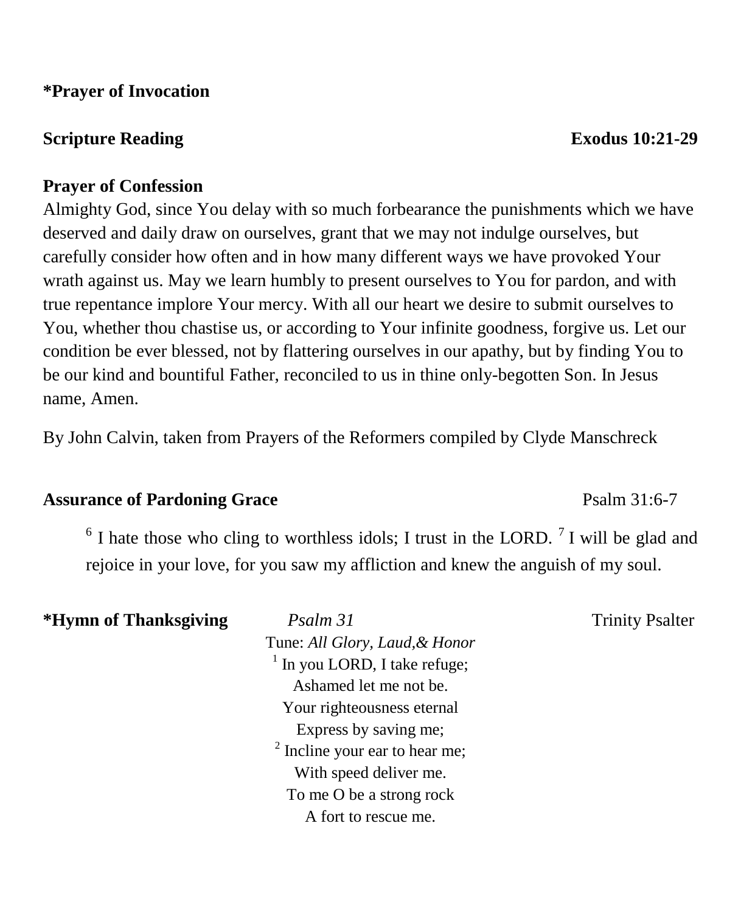**\*Prayer of Invocation**

**Scripture Reading** **Exodus 10:21-29**

**Prayer of Confession**

Almighty God, since You delay with so much forbearance the punishments which we have deserved and daily draw on ourselves, grant that we may not indulge ourselves, but carefully consider how often and in how many different ways we have provoked Your wrath against us. May we learn humbly to present ourselves to You for pardon, and with true repentance implore Your mercy. With all our heart we desire to submit ourselves to You, whether thou chastise us, or according to Your infinite goodness, forgive us. Let our condition be ever blessed, not by flattering ourselves in our apathy, but by finding You to be our kind and bountiful Father, reconciled to us in thine only-begotten Son. In Jesus name, Amen.

By John Calvin, taken from Prayers of the Reformers compiled by Clyde Manschreck

**Assurance of Pardoning Grace** Psalm 31:6-7

[6] I hate those who cling to worthless idols; I trust in the LORD. [7] I will be glad and rejoice in your love, for you saw my affliction and knew the anguish of my soul.

**\*Hymn of Thanksgiving** *Psalm 31* Trinity Psalter

Tune: *All Glory, Laud,& Honor*

[1] In you LORD, I take refuge;
Ashamed let me not be.
Your righteousness eternal
Express by saving me;
[2] Incline your ear to hear me;
With speed deliver me.
To me O be a strong rock
A fort to rescue me.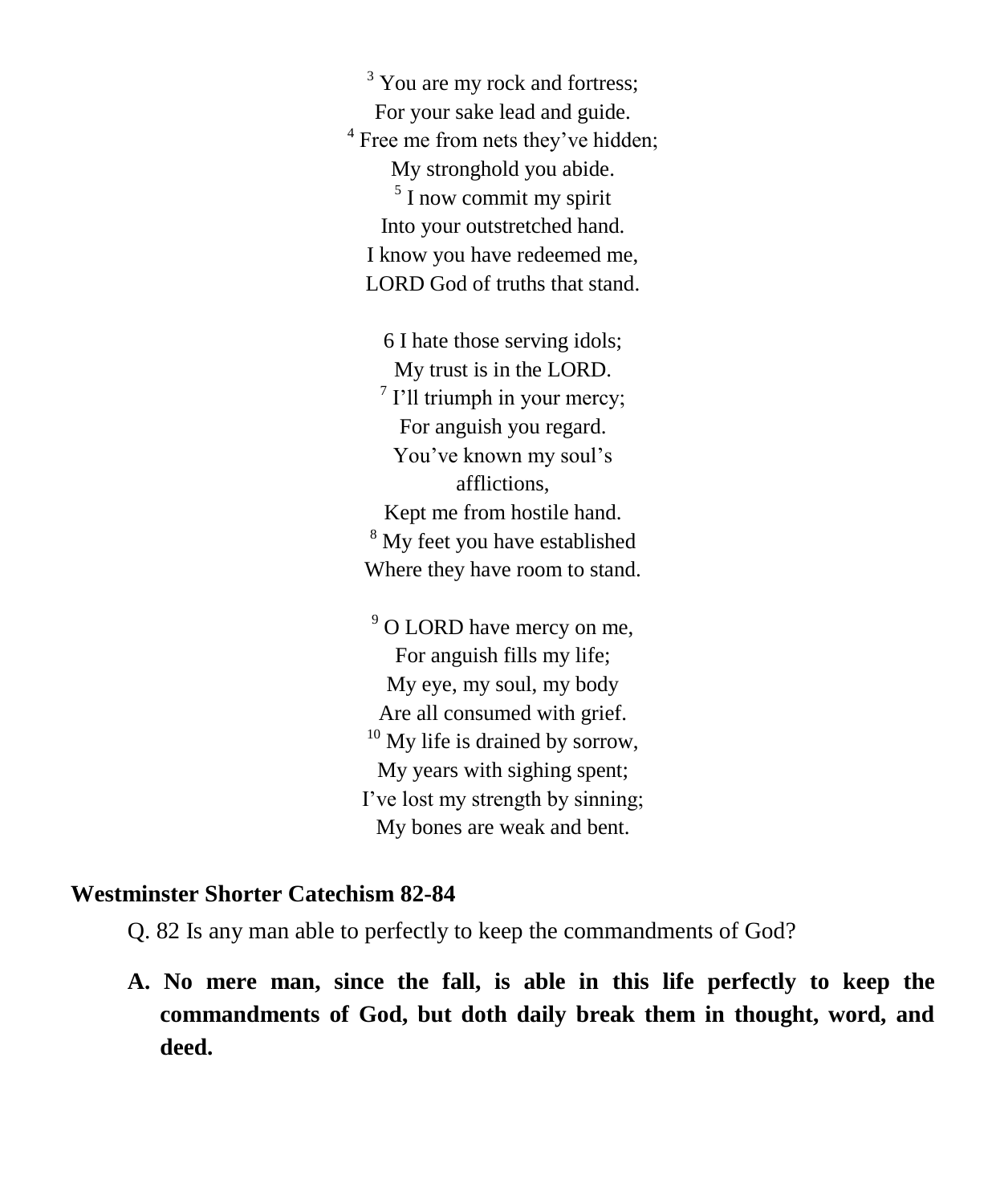[3] You are my rock and fortress;  
For your sake lead and guide.  
[4] Free me from nets they've hidden;  
My stronghold you abide.  
[5] I now commit my spirit  
Into your outstretched hand.  
I know you have redeemed me,  
LORD God of truths that stand.

6 I hate those serving idols;  
My trust is in the LORD.  
[7] I'll triumph in your mercy;  
For anguish you regard.  
You've known my soul's  
afflictions,  
Kept me from hostile hand.  
[8] My feet you have established  
Where they have room to stand.

[9] O LORD have mercy on me,  
For anguish fills my life;  
My eye, my soul, my body  
Are all consumed with grief.  
[10] My life is drained by sorrow,  
My years with sighing spent;  
I've lost my strength by sinning;  
My bones are weak and bent.

**Westminster Shorter Catechism 82-84**

Q. 82 Is any man able to perfectly to keep the commandments of God?

**A. No mere man, since the fall, is able in this life perfectly to keep the commandments of God, but doth daily break them in thought, word, and deed.**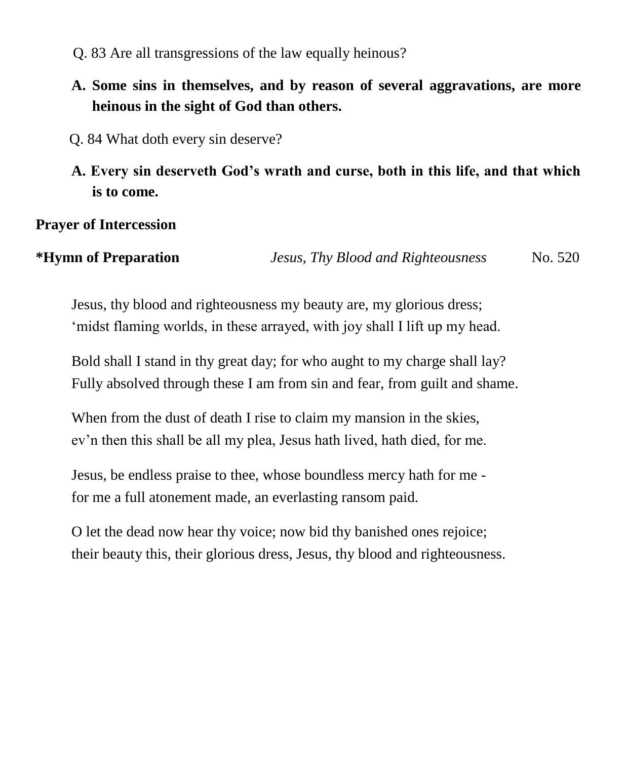Q. 83 Are all transgressions of the law equally heinous?

**A. Some sins in themselves, and by reason of several aggravations, are more heinous in the sight of God than others.**

Q. 84 What doth every sin deserve?

**A. Every sin deserveth God's wrath and curse, both in this life, and that which is to come.**

**Prayer of Intercession**

**\*Hymn of Preparation** *Jesus, Thy Blood and Righteousness* No. 520

Jesus, thy blood and righteousness my beauty are, my glorious dress;
'midst flaming worlds, in these arrayed, with joy shall I lift up my head.

Bold shall I stand in thy great day; for who aught to my charge shall lay?
Fully absolved through these I am from sin and fear, from guilt and shame.

When from the dust of death I rise to claim my mansion in the skies,
ev'n then this shall be all my plea, Jesus hath lived, hath died, for me.

Jesus, be endless praise to thee, whose boundless mercy hath for me -
for me a full atonement made, an everlasting ransom paid.

O let the dead now hear thy voice; now bid thy banished ones rejoice;
their beauty this, their glorious dress, Jesus, thy blood and righteousness.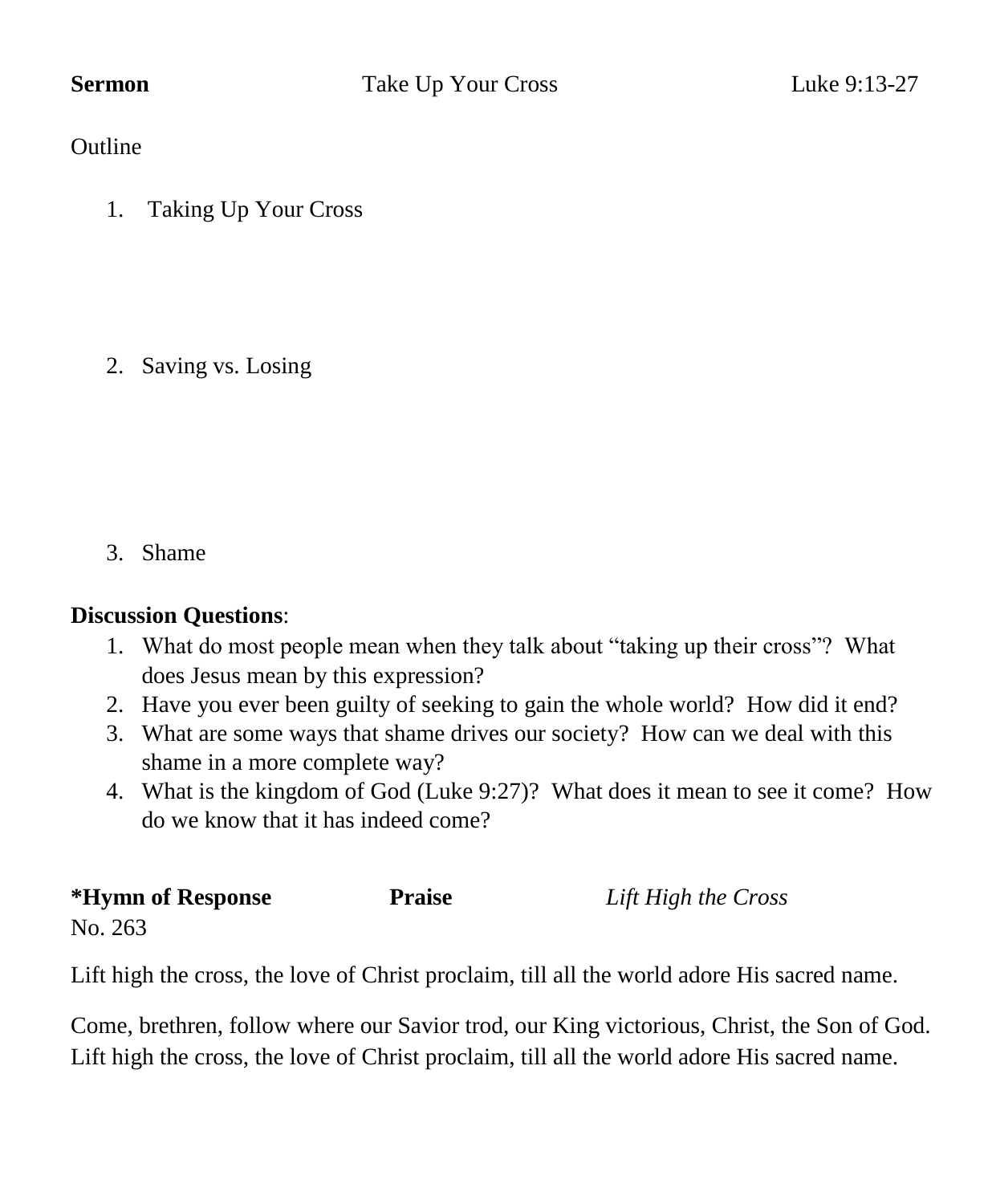**Sermon** Take Up Your Cross Luke 9:13-27

Outline

1. Taking Up Your Cross

2. Saving vs. Losing

3. Shame

**Discussion Questions**:

1. What do most people mean when they talk about "taking up their cross"? What does Jesus mean by this expression?
2. Have you ever been guilty of seeking to gain the whole world? How did it end?
3. What are some ways that shame drives our society? How can we deal with this shame in a more complete way?
4. What is the kingdom of God (Luke 9:27)? What does it mean to see it come? How do we know that it has indeed come?

**\*Hymn of Response** **Praise** *Lift High the Cross*
No. 263

Lift high the cross, the love of Christ proclaim, till all the world adore His sacred name.

Come, brethren, follow where our Savior trod, our King victorious, Christ, the Son of God.
Lift high the cross, the love of Christ proclaim, till all the world adore His sacred name.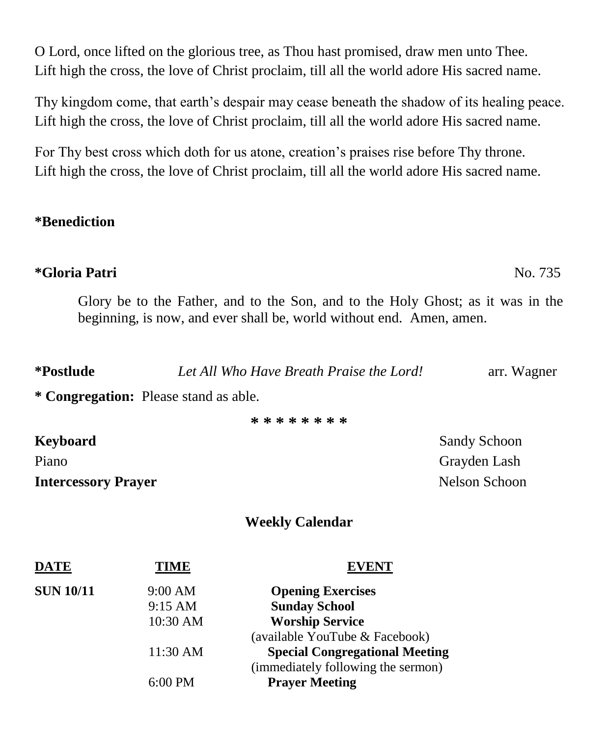O Lord, once lifted on the glorious tree, as Thou hast promised, draw men unto Thee.
Lift high the cross, the love of Christ proclaim, till all the world adore His sacred name.

Thy kingdom come, that earth's despair may cease beneath the shadow of its healing peace.
Lift high the cross, the love of Christ proclaim, till all the world adore His sacred name.

For Thy best cross which doth for us atone, creation's praises rise before Thy throne.
Lift high the cross, the love of Christ proclaim, till all the world adore His sacred name.

**\*Benediction**

**\*Gloria Patri** No. 735

Glory be to the Father, and to the Son, and to the Holy Ghost; as it was in the beginning, is now, and ever shall be, world without end. Amen, amen.

**\*Postlude** *Let All Who Have Breath Praise the Lord!* arr. Wagner

**\* Congregation:** Please stand as able.

\* \* \* \* \* \* \* \*

**Keyboard** Sandy Schoon
Piano Grayden Lash
**Intercessory Prayer** Nelson Schoon

## Weekly Calendar

| DATE | TIME | EVENT |
|---|---|---|
| **SUN 10/11** | 9:00 AM | **Opening Exercises** |
| | 9:15 AM | **Sunday School** |
| | 10:30 AM | **Worship Service** (available YouTube & Facebook) |
| | 11:30 AM | **Special Congregational Meeting** (immediately following the sermon) |
| | 6:00 PM | **Prayer Meeting** |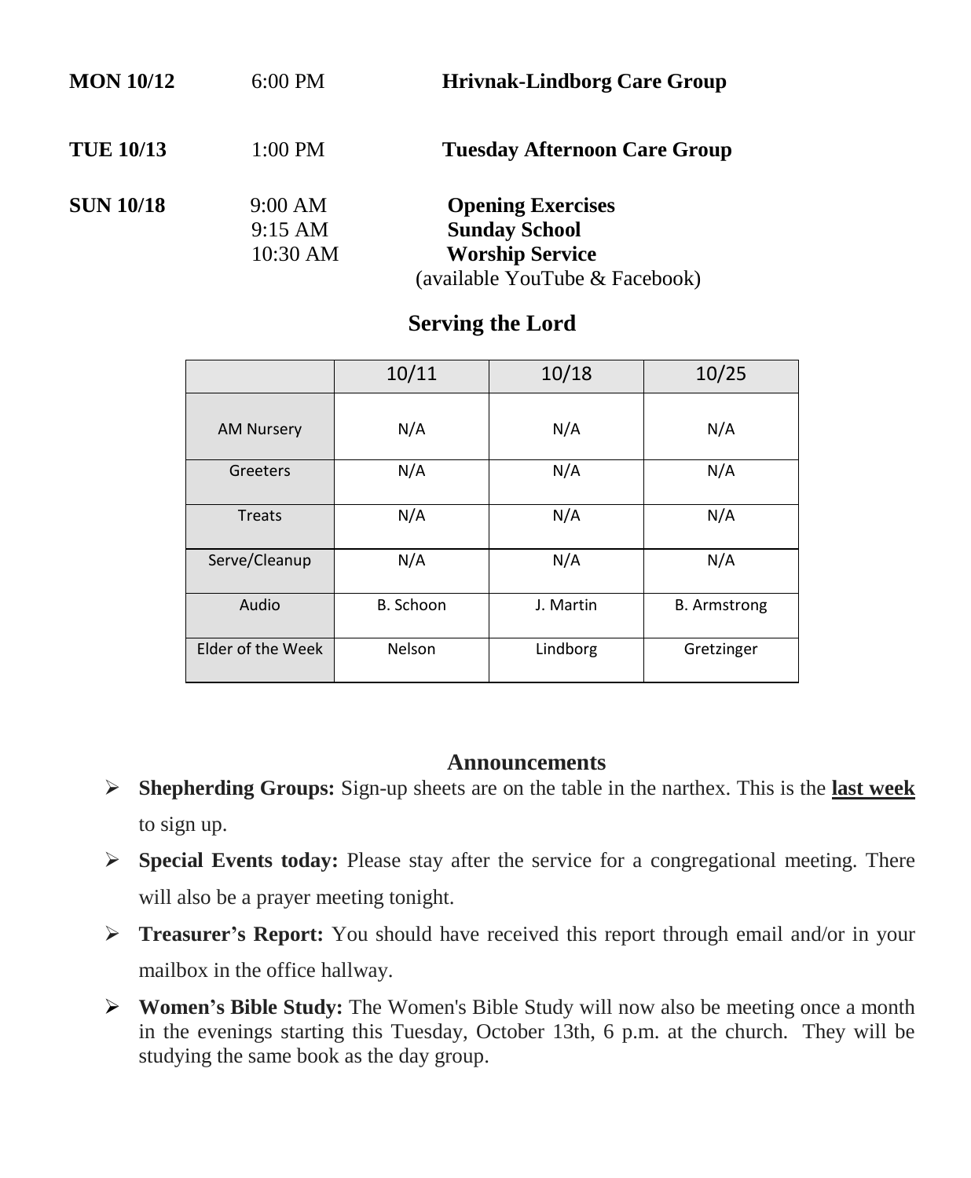**MON 10/12** 6:00 PM **Hrivnak-Lindborg Care Group**

**TUE 10/13** 1:00 PM **Tuesday Afternoon Care Group**

**SUN 10/18** 9:00 AM **Opening Exercises**
9:15 AM **Sunday School**
10:30 AM **Worship Service**
(available YouTube & Facebook)

## Serving the Lord

| | 10/11 | 10/18 | 10/25 |
|---|---|---|---|
| AM Nursery | N/A | N/A | N/A |
| Greeters | N/A | N/A | N/A |
| Treats | N/A | N/A | N/A |
| Serve/Cleanup | N/A | N/A | N/A |
| Audio | B. Schoon | J. Martin | B. Armstrong |
| Elder of the Week | Nelson | Lindborg | Gretzinger |

## Announcements

- **Shepherding Groups:** Sign-up sheets are on the table in the narthex. This is the **<u>last week</u>** to sign up.
- **Special Events today:** Please stay after the service for a congregational meeting. There will also be a prayer meeting tonight.
- **Treasurer's Report:** You should have received this report through email and/or in your mailbox in the office hallway.
- **Women's Bible Study:** The Women's Bible Study will now also be meeting once a month in the evenings starting this Tuesday, October 13th, 6 p.m. at the church. They will be studying the same book as the day group.